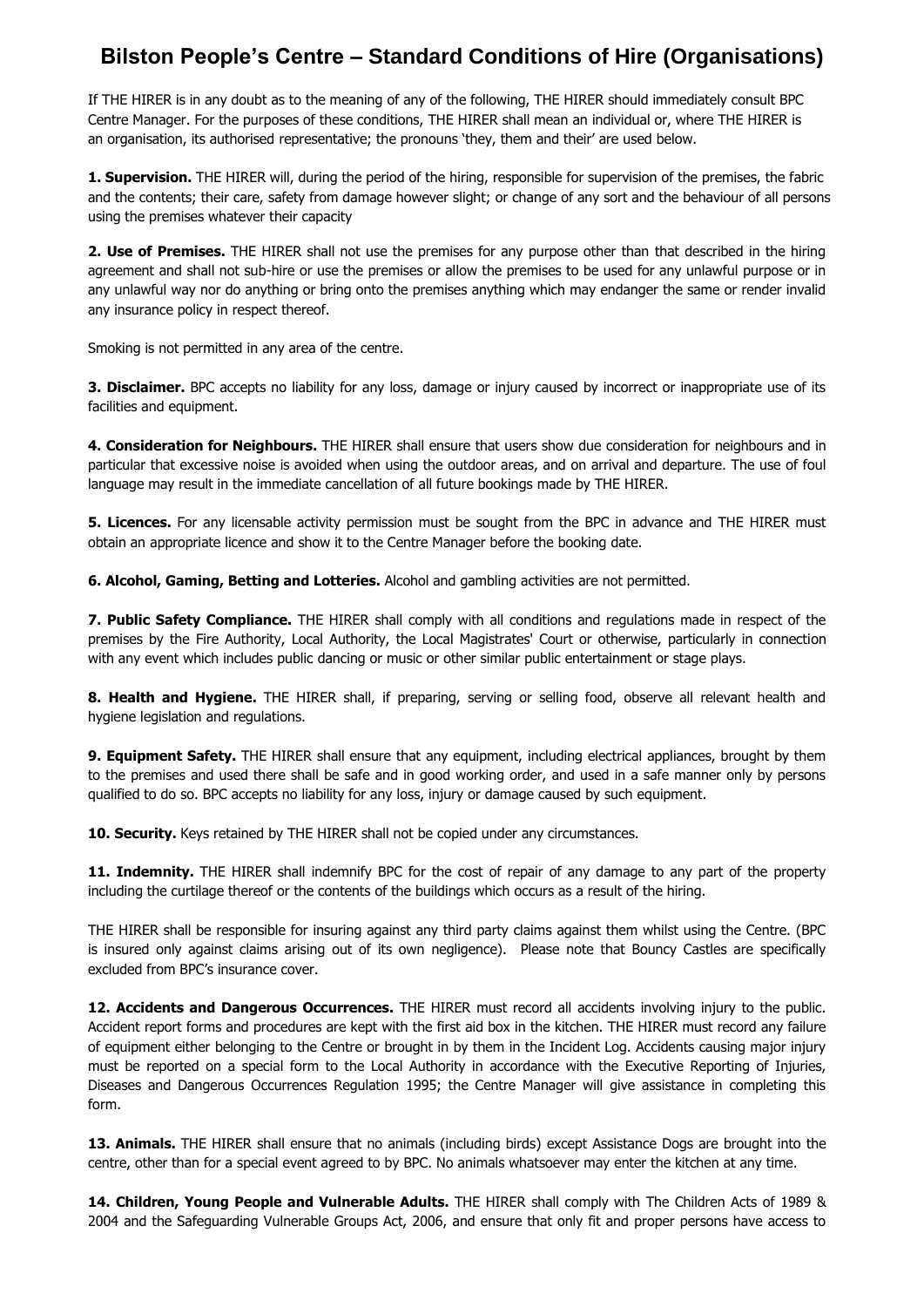# Bilston People's Centre – Standard Conditions of Hire (Organisations)

If THE HIRER is in any doubt as to the meaning of any of the following, THE HIRER should immediately consult BPC Centre Manager. For the purposes of these conditions, THE HIRER shall mean an individual or, where THE HIRER is an organisation, its authorised representative; the pronouns 'they, them and their' are used below.

**1. Supervision.** THE HIRER will, during the period of the hiring, responsible for supervision of the premises, the fabric and the contents; their care, safety from damage however slight; or change of any sort and the behaviour of all persons using the premises whatever their capacity

**2. Use of Premises.** THE HIRER shall not use the premises for any purpose other than that described in the hiring agreement and shall not sub-hire or use the premises or allow the premises to be used for any unlawful purpose or in any unlawful way nor do anything or bring onto the premises anything which may endanger the same or render invalid any insurance policy in respect thereof.

Smoking is not permitted in any area of the centre.

**3. Disclaimer.** BPC accepts no liability for any loss, damage or injury caused by incorrect or inappropriate use of its facilities and equipment.

**4. Consideration for Neighbours.** THE HIRER shall ensure that users show due consideration for neighbours and in particular that excessive noise is avoided when using the outdoor areas, and on arrival and departure. The use of foul language may result in the immediate cancellation of all future bookings made by THE HIRER.

**5. Licences.** For any licensable activity permission must be sought from the BPC in advance and THE HIRER must obtain an appropriate licence and show it to the Centre Manager before the booking date.

**6. Alcohol, Gaming, Betting and Lotteries.** Alcohol and gambling activities are not permitted.

**7. Public Safety Compliance.** THE HIRER shall comply with all conditions and regulations made in respect of the premises by the Fire Authority, Local Authority, the Local Magistrates' Court or otherwise, particularly in connection with any event which includes public dancing or music or other similar public entertainment or stage plays.

**8. Health and Hygiene.** THE HIRER shall, if preparing, serving or selling food, observe all relevant health and hygiene legislation and regulations.

**9. Equipment Safety.** THE HIRER shall ensure that any equipment, including electrical appliances, brought by them to the premises and used there shall be safe and in good working order, and used in a safe manner only by persons qualified to do so. BPC accepts no liability for any loss, injury or damage caused by such equipment.

**10. Security.** Keys retained by THE HIRER shall not be copied under any circumstances.

**11. Indemnity.** THE HIRER shall indemnify BPC for the cost of repair of any damage to any part of the property including the curtilage thereof or the contents of the buildings which occurs as a result of the hiring.

THE HIRER shall be responsible for insuring against any third party claims against them whilst using the Centre. (BPC is insured only against claims arising out of its own negligence). Please note that Bouncy Castles are specifically excluded from BPC's insurance cover.

**12. Accidents and Dangerous Occurrences.** THE HIRER must record all accidents involving injury to the public. Accident report forms and procedures are kept with the first aid box in the kitchen. THE HIRER must record any failure of equipment either belonging to the Centre or brought in by them in the Incident Log. Accidents causing major injury must be reported on a special form to the Local Authority in accordance with the Executive Reporting of Injuries, Diseases and Dangerous Occurrences Regulation 1995; the Centre Manager will give assistance in completing this form.

**13. Animals.** THE HIRER shall ensure that no animals (including birds) except Assistance Dogs are brought into the centre, other than for a special event agreed to by BPC. No animals whatsoever may enter the kitchen at any time.

**14. Children, Young People and Vulnerable Adults.** THE HIRER shall comply with The Children Acts of 1989 & 2004 and the Safeguarding Vulnerable Groups Act, 2006, and ensure that only fit and proper persons have access to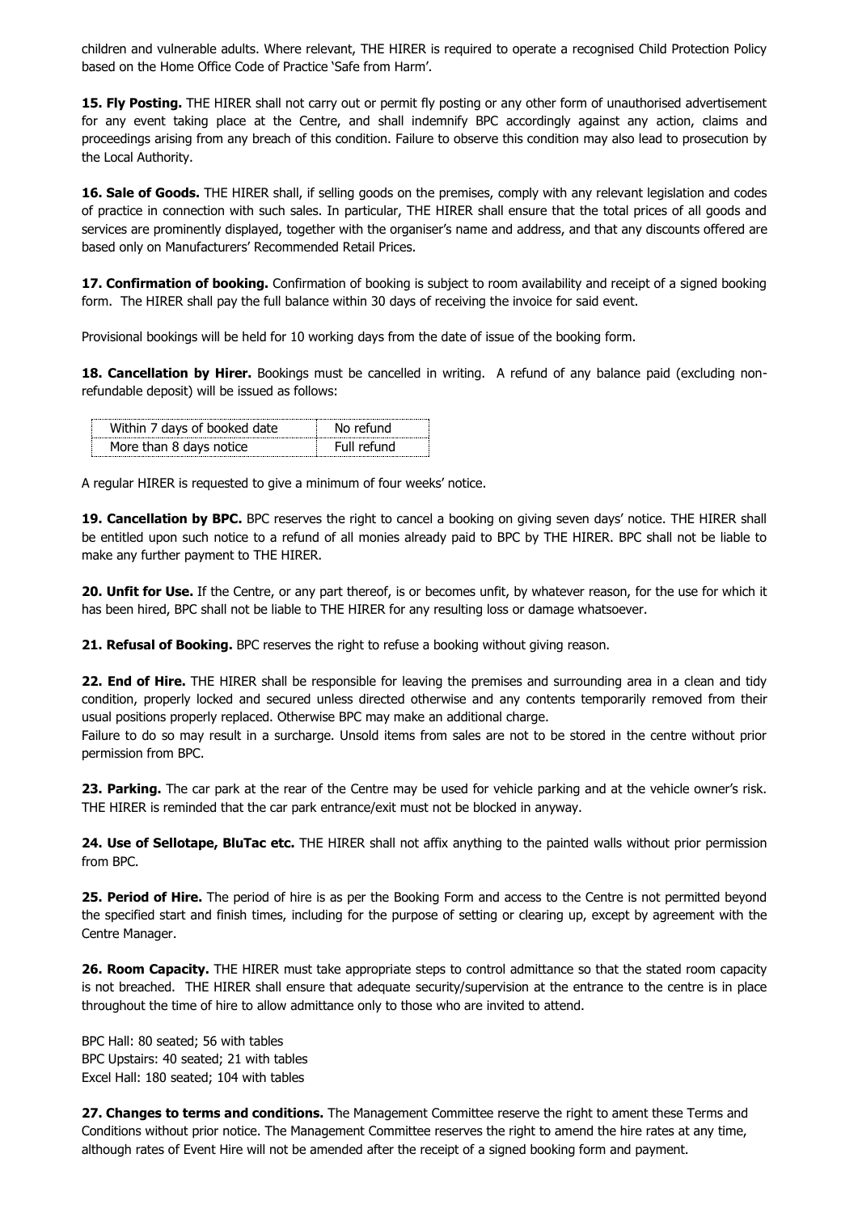children and vulnerable adults. Where relevant, THE HIRER is required to operate a recognised Child Protection Policy based on the Home Office Code of Practice 'Safe from Harm'.

**15. Fly Posting.** THE HIRER shall not carry out or permit fly posting or any other form of unauthorised advertisement for any event taking place at the Centre, and shall indemnify BPC accordingly against any action, claims and proceedings arising from any breach of this condition. Failure to observe this condition may also lead to prosecution by the Local Authority.

**16. Sale of Goods.** THE HIRER shall, if selling goods on the premises, comply with any relevant legislation and codes of practice in connection with such sales. In particular, THE HIRER shall ensure that the total prices of all goods and services are prominently displayed, together with the organiser's name and address, and that any discounts offered are based only on Manufacturers' Recommended Retail Prices.

**17. Confirmation of booking.** Confirmation of booking is subject to room availability and receipt of a signed booking form. The HIRER shall pay the full balance within 30 days of receiving the invoice for said event.

Provisional bookings will be held for 10 working days from the date of issue of the booking form.

**18. Cancellation by Hirer.** Bookings must be cancelled in writing. A refund of any balance paid (excluding non-refundable deposit) will be issued as follows:

| | |
|---|---|
| Within 7 days of booked date | No refund |
| More than 8 days notice | Full refund |

A regular HIRER is requested to give a minimum of four weeks' notice.

**19. Cancellation by BPC.** BPC reserves the right to cancel a booking on giving seven days' notice. THE HIRER shall be entitled upon such notice to a refund of all monies already paid to BPC by THE HIRER. BPC shall not be liable to make any further payment to THE HIRER.

**20. Unfit for Use.** If the Centre, or any part thereof, is or becomes unfit, by whatever reason, for the use for which it has been hired, BPC shall not be liable to THE HIRER for any resulting loss or damage whatsoever.

**21. Refusal of Booking.** BPC reserves the right to refuse a booking without giving reason.

**22. End of Hire.** THE HIRER shall be responsible for leaving the premises and surrounding area in a clean and tidy condition, properly locked and secured unless directed otherwise and any contents temporarily removed from their usual positions properly replaced. Otherwise BPC may make an additional charge.
Failure to do so may result in a surcharge. Unsold items from sales are not to be stored in the centre without prior permission from BPC.

**23. Parking.** The car park at the rear of the Centre may be used for vehicle parking and at the vehicle owner's risk. THE HIRER is reminded that the car park entrance/exit must not be blocked in anyway.

**24. Use of Sellotape, BluTac etc.** THE HIRER shall not affix anything to the painted walls without prior permission from BPC.

**25. Period of Hire.** The period of hire is as per the Booking Form and access to the Centre is not permitted beyond the specified start and finish times, including for the purpose of setting or clearing up, except by agreement with the Centre Manager.

**26. Room Capacity.** THE HIRER must take appropriate steps to control admittance so that the stated room capacity is not breached. THE HIRER shall ensure that adequate security/supervision at the entrance to the centre is in place throughout the time of hire to allow admittance only to those who are invited to attend.

BPC Hall: 80 seated; 56 with tables
BPC Upstairs: 40 seated; 21 with tables
Excel Hall: 180 seated; 104 with tables

**27. Changes to terms and conditions.** The Management Committee reserve the right to ament these Terms and Conditions without prior notice. The Management Committee reserves the right to amend the hire rates at any time, although rates of Event Hire will not be amended after the receipt of a signed booking form and payment.